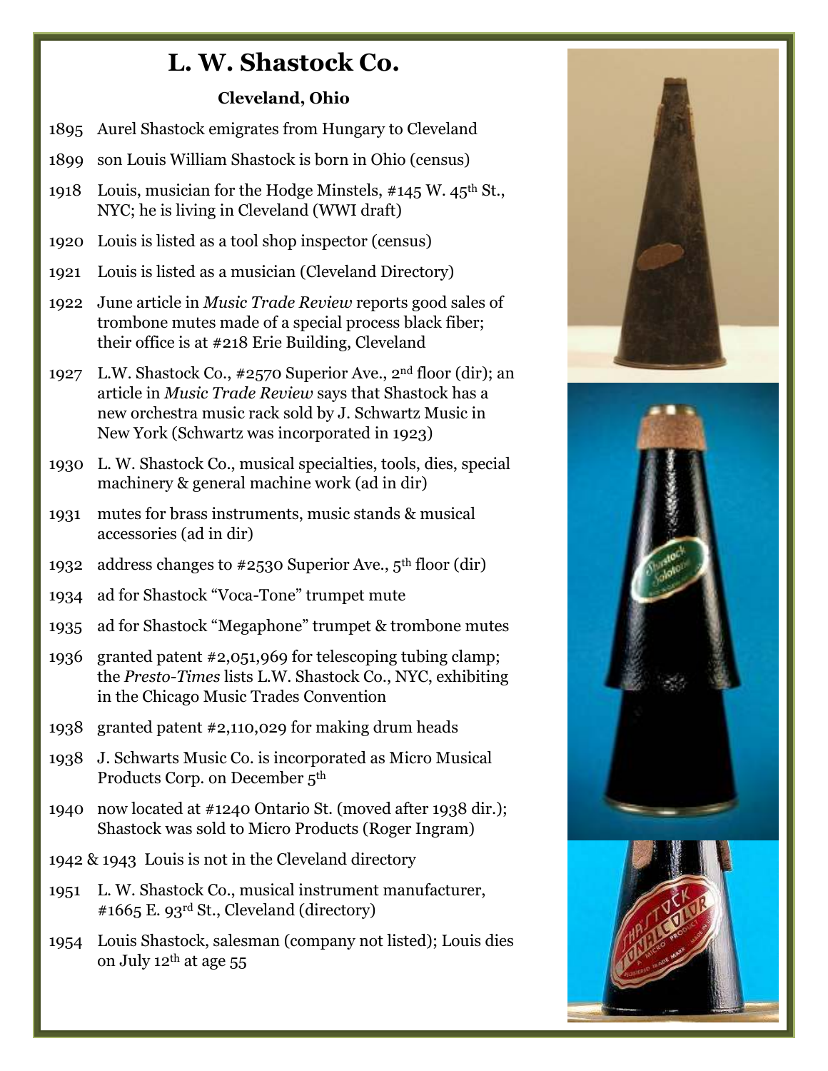# L. W. Shastock Co.

### Cleveland, Ohio

1895 Aurel Shastock emigrates from Hungary to Cleveland

1899 son Louis William Shastock is born in Ohio (census)

1918 Louis, musician for the Hodge Minstels, #145 W. 45th St., NYC; he is living in Cleveland (WWI draft)

1920 Louis is listed as a tool shop inspector (census)

1921 Louis is listed as a musician (Cleveland Directory)

1922 June article in *Music Trade Review* reports good sales of trombone mutes made of a special process black fiber; their office is at #218 Erie Building, Cleveland

1927 L.W. Shastock Co., #2570 Superior Ave., 2nd floor (dir); an article in *Music Trade Review* says that Shastock has a new orchestra music rack sold by J. Schwartz Music in New York (Schwartz was incorporated in 1923)

1930 L. W. Shastock Co., musical specialties, tools, dies, special machinery & general machine work (ad in dir)

1931 mutes for brass instruments, music stands & musical accessories (ad in dir)

1932 address changes to #2530 Superior Ave., 5th floor (dir)

1934 ad for Shastock "Voca-Tone" trumpet mute

1935 ad for Shastock "Megaphone" trumpet & trombone mutes

1936 granted patent #2,051,969 for telescoping tubing clamp; the *Presto-Times* lists L.W. Shastock Co., NYC, exhibiting in the Chicago Music Trades Convention

1938 granted patent #2,110,029 for making drum heads

1938 J. Schwarts Music Co. is incorporated as Micro Musical Products Corp. on December 5th

1940 now located at #1240 Ontario St. (moved after 1938 dir.); Shastock was sold to Micro Products (Roger Ingram)

1942 & 1943 Louis is not in the Cleveland directory

1951 L. W. Shastock Co., musical instrument manufacturer, #1665 E. 93rd St., Cleveland (directory)

1954 Louis Shastock, salesman (company not listed); Louis dies on July 12th at age 55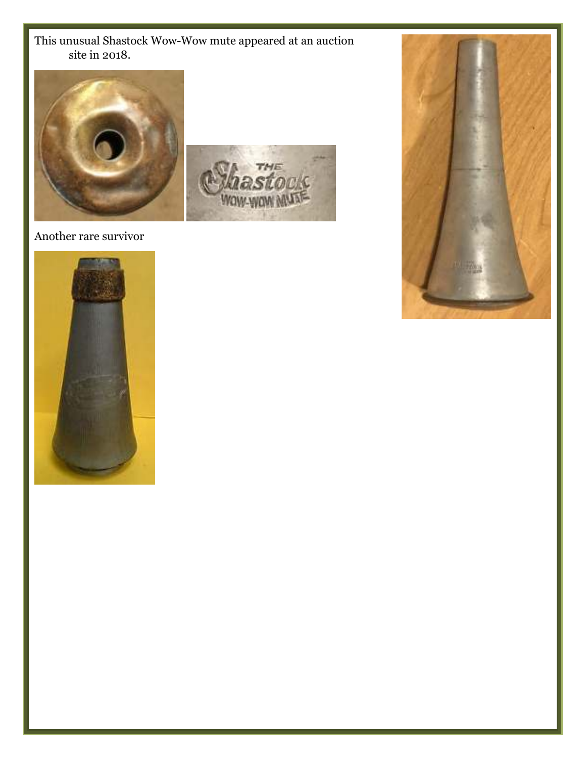This unusual Shastock Wow-Wow mute appeared at an auction site in 2018.

Another rare survivor